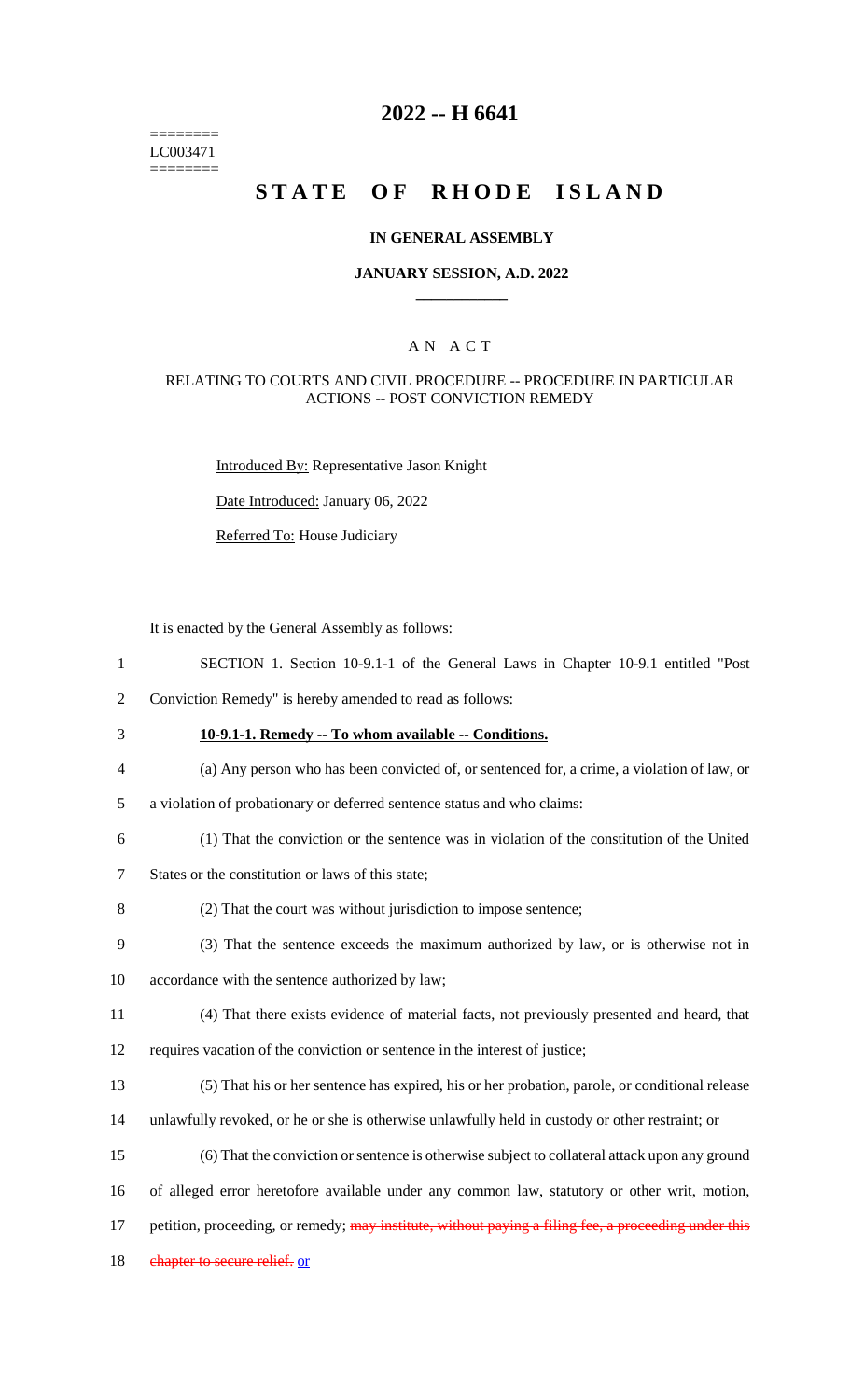========
LC003471
========

# 2022 -- H 6641

# STATE OF RHODE ISLAND

### IN GENERAL ASSEMBLY

### JANUARY SESSION, A.D. 2022

## A N A C T

### RELATING TO COURTS AND CIVIL PROCEDURE -- PROCEDURE IN PARTICULAR ACTIONS -- POST CONVICTION REMEDY

Introduced By: Representative Jason Knight

Date Introduced: January 06, 2022

Referred To: House Judiciary

It is enacted by the General Assembly as follows:

1 SECTION 1. Section 10-9.1-1 of the General Laws in Chapter 10-9.1 entitled "Post
2 Conviction Remedy" is hereby amended to read as follows:

3 **10-9.1-1. Remedy -- To whom available -- Conditions.**

4 (a) Any person who has been convicted of, or sentenced for, a crime, a violation of law, or
5 a violation of probationary or deferred sentence status and who claims:

6 (1) That the conviction or the sentence was in violation of the constitution of the United
7 States or the constitution or laws of this state;

8 (2) That the court was without jurisdiction to impose sentence;

9 (3) That the sentence exceeds the maximum authorized by law, or is otherwise not in
10 accordance with the sentence authorized by law;

11 (4) That there exists evidence of material facts, not previously presented and heard, that
12 requires vacation of the conviction or sentence in the interest of justice;

13 (5) That his or her sentence has expired, his or her probation, parole, or conditional release
14 unlawfully revoked, or he or she is otherwise unlawfully held in custody or other restraint; or

15 (6) That the conviction or sentence is otherwise subject to collateral attack upon any ground
16 of alleged error heretofore available under any common law, statutory or other writ, motion,
17 petition, proceeding, or remedy; ~~may institute, without paying a filing fee, a proceeding under this~~
18 ~~chapter to secure relief.~~ or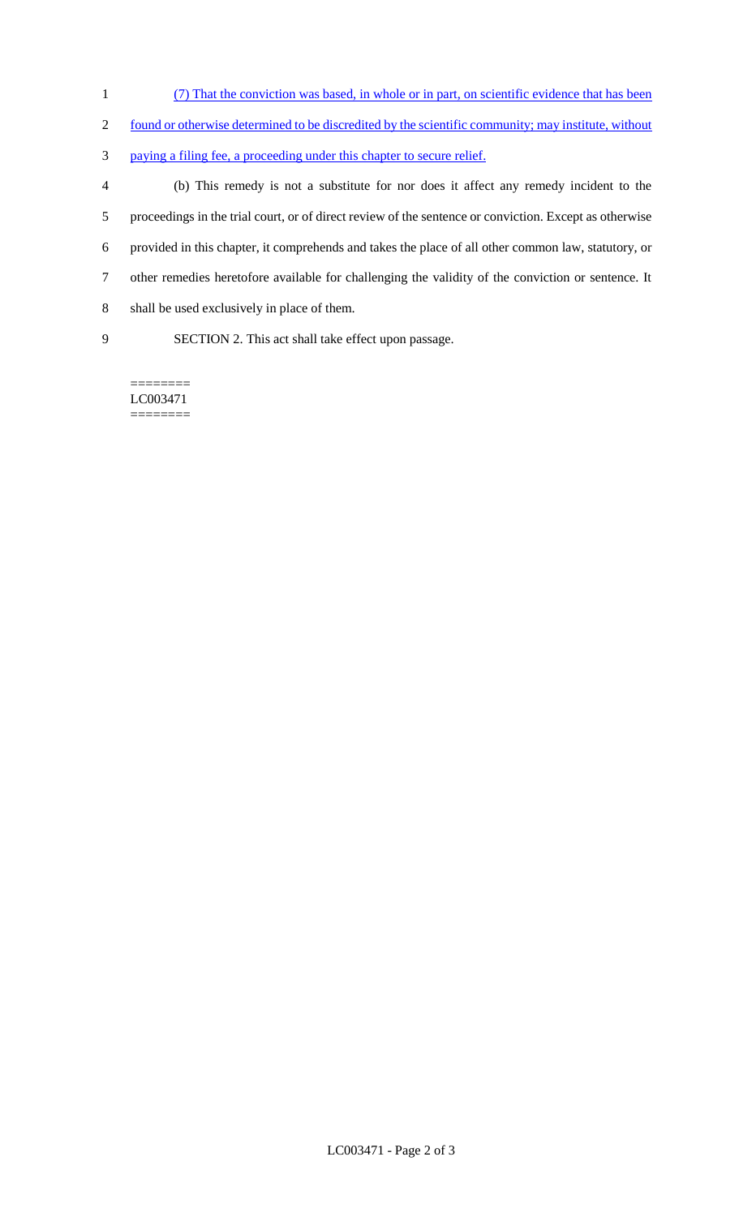(7) That the conviction was based, in whole or in part, on scientific evidence that has been found or otherwise determined to be discredited by the scientific community; may institute, without paying a filing fee, a proceeding under this chapter to secure relief.

(b) This remedy is not a substitute for nor does it affect any remedy incident to the proceedings in the trial court, or of direct review of the sentence or conviction. Except as otherwise provided in this chapter, it comprehends and takes the place of all other common law, statutory, or other remedies heretofore available for challenging the validity of the conviction or sentence. It shall be used exclusively in place of them.

SECTION 2. This act shall take effect upon passage.

========
LC003471
========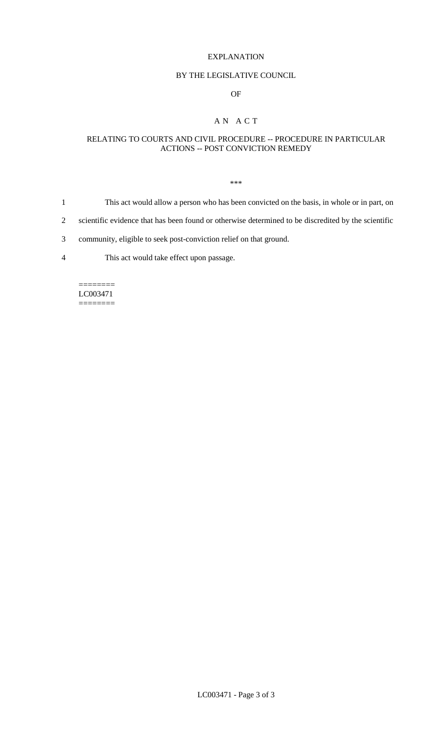EXPLANATION

BY THE LEGISLATIVE COUNCIL

OF

A N A C T

RELATING TO COURTS AND CIVIL PROCEDURE -- PROCEDURE IN PARTICULAR ACTIONS -- POST CONVICTION REMEDY

\*\*\*

1 This act would allow a person who has been convicted on the basis, in whole or in part, on
2 scientific evidence that has been found or otherwise determined to be discredited by the scientific
3 community, eligible to seek post-conviction relief on that ground.
4 This act would take effect upon passage.

========
LC003471
========